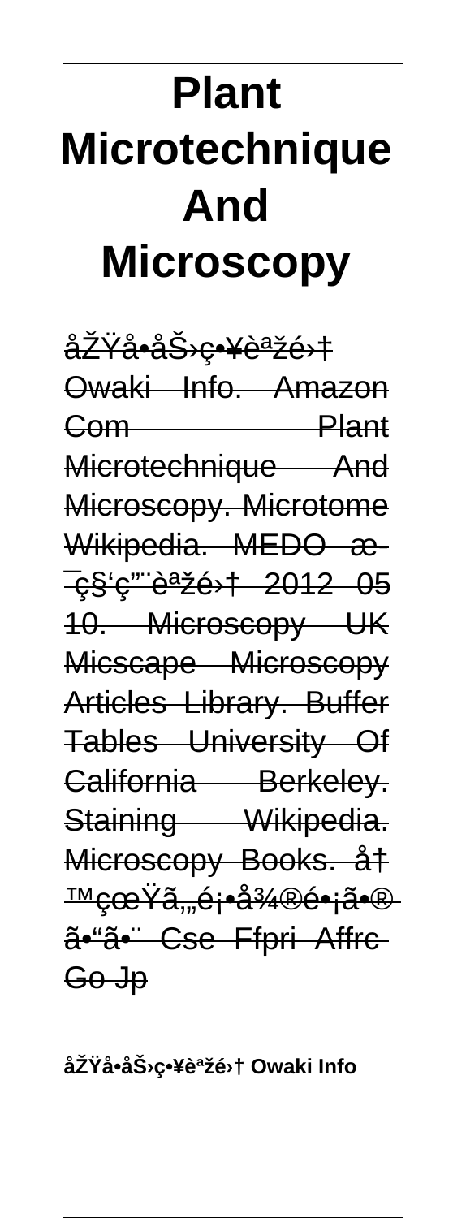# Plant Microtechnique And Microscopy

åŽŸå•åŠ›ç•¥èªžé›† Owaki Info. Amazon Com Plant Microtechnique And Microscopy. Microtome Wikipedia. MEDO æ–¯ç§'ç"¨èªžé›† 2012 05 10. Microscopy UK Micscape Microscopy Articles Library. Buffer Tables University Of California Berkeley. Staining Wikipedia. Microscopy Books. å† ™çœŸã„é¡•å¾®é•¡ã•® ã•"ã•¨ Cse Ffpri Affrc Go Jp

**åŽŸå•åŠ›ç•¥èªžé›† Owaki Info**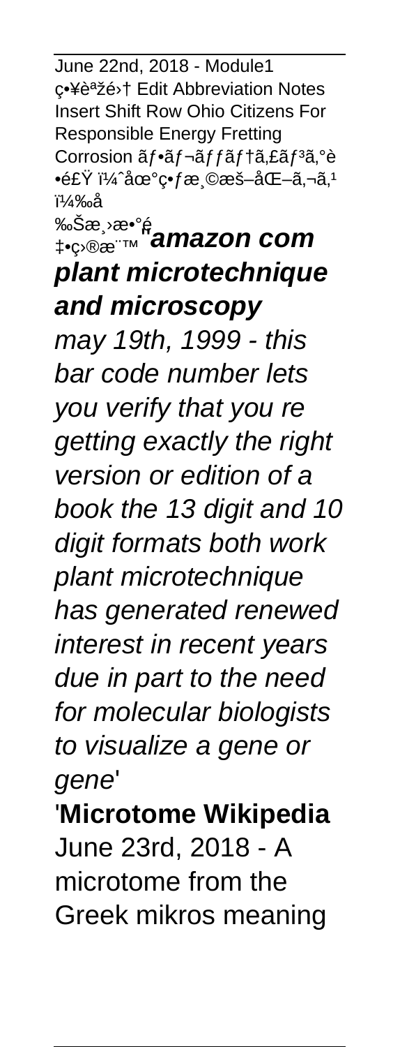June 22nd, 2018 - Module1 ç•¥èªžé›† Edit Abbreviation Notes Insert Shift Row Ohio Citizens For Responsible Energy Fretting Corrosion ãƒ•ãƒ¬ãƒƒãƒ†ã‚£ãƒ³ã‚°è •é£Ÿ ï¼ˆåœ°ç•ƒæ¸©æš–åŒ–ã‚¬ã‚¹ ï¼‰å ‰Šæ¸›æ•°é‡•ç›®æ¨™''**amazon com plant microtechnique and microscopy**

*may 19th, 1999 - this bar code number lets you verify that you re getting exactly the right version or edition of a book the 13 digit and 10 digit formats both work plant microtechnique has generated renewed interest in recent years due in part to the need for molecular biologists to visualize a gene or gene*'

'**Microtome Wikipedia**

June 23rd, 2018 - A microtome from the Greek mikros meaning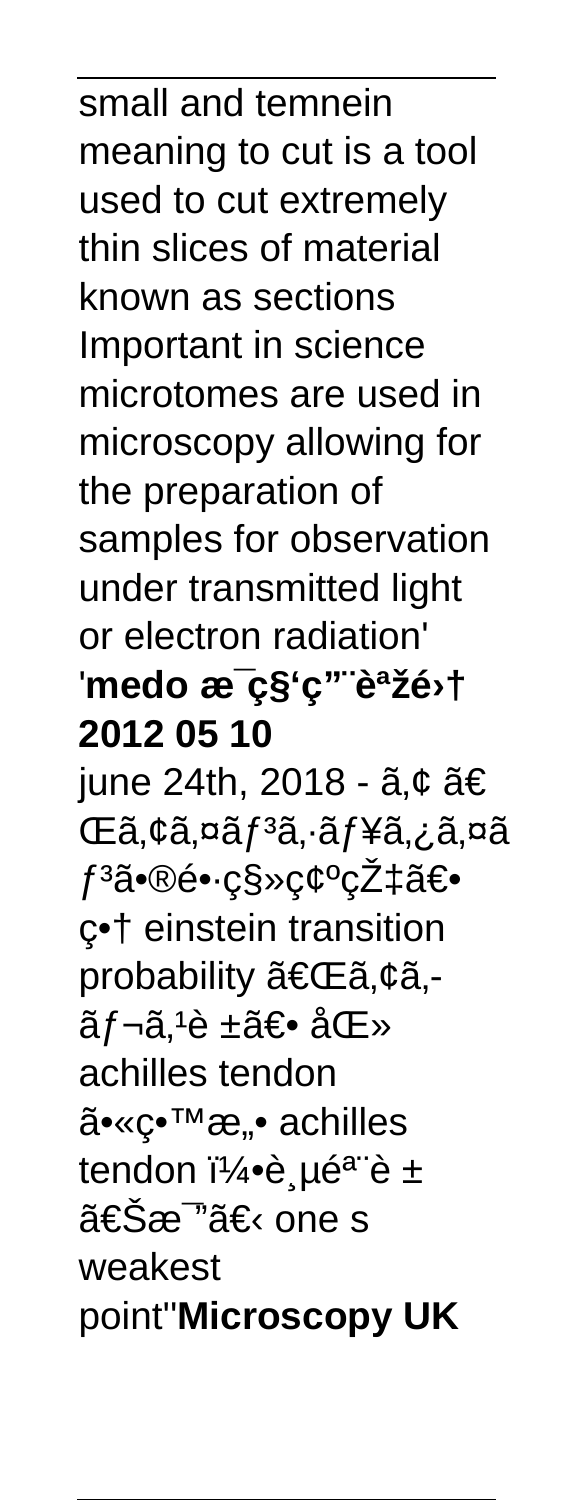small and temnein meaning to cut is a tool used to cut extremely thin slices of material known as sections Important in science microtomes are used in microscopy allowing for the preparation of samples for observation under transmitted light or electron radiation'

'**medo æ¯ç§'ç"¨èªžé›† 2012 05 10**

june 24th, 2018 - ã‚¢ ã€Œã‚¢ã‚¤ãƒ³ã‚·ãƒ¥ã‚¿ã‚¤ãƒ³ã•®é•·ç§»ç¢ºçŽ‡ã€• ç•† einstein transition probability ã€Œã‚¢ã‚­ãƒ¬ã‚¹è ±ã€• åŒ» achilles tendon ã•«ç™æ„• achilles tendon ï¼•è¸µéª¨è ± ã€Šæ¯"ã€‹ one s weakest point''**Microscopy UK**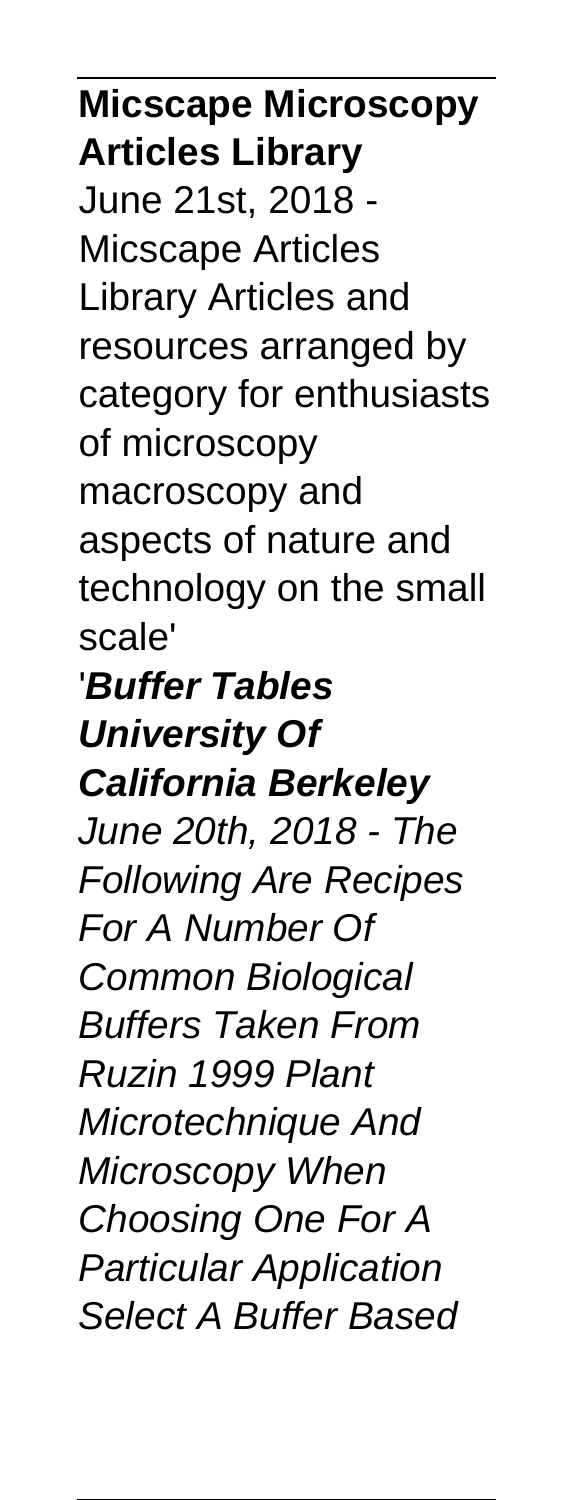**Micscape Microscopy Articles Library**

June 21st, 2018 - Micscape Articles Library Articles and resources arranged by category for enthusiasts of microscopy macroscopy and aspects of nature and technology on the small scale'

'***Buffer Tables University Of California Berkeley***

*June 20th, 2018 - The Following Are Recipes For A Number Of Common Biological Buffers Taken From Ruzin 1999 Plant Microtechnique And Microscopy When Choosing One For A Particular Application Select A Buffer Based*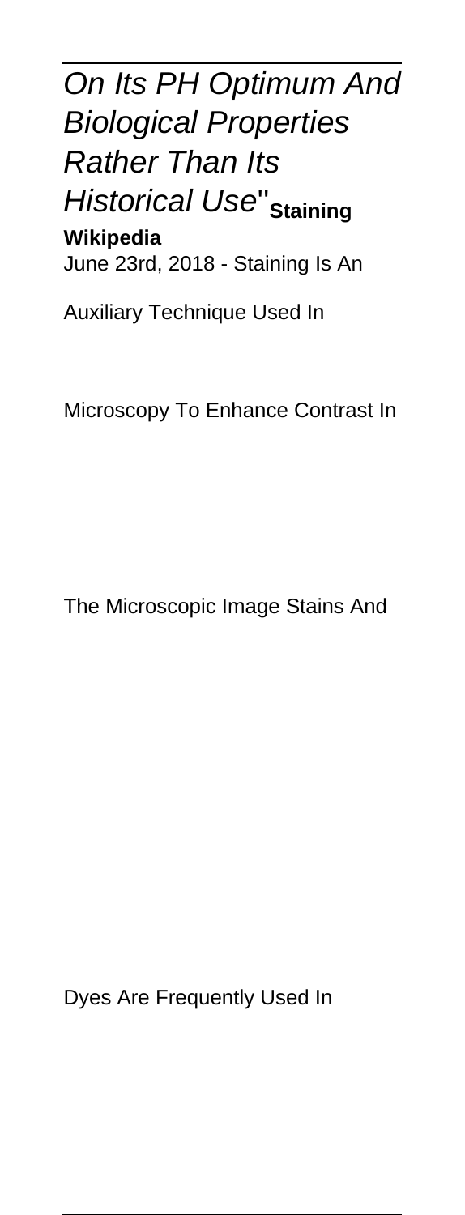*On Its PH Optimum And Biological Properties Rather Than Its Historical Use*''**Staining Wikipedia**

June 23rd, 2018 - Staining Is An Auxiliary Technique Used In Microscopy To Enhance Contrast In The Microscopic Image Stains And Dyes Are Frequently Used In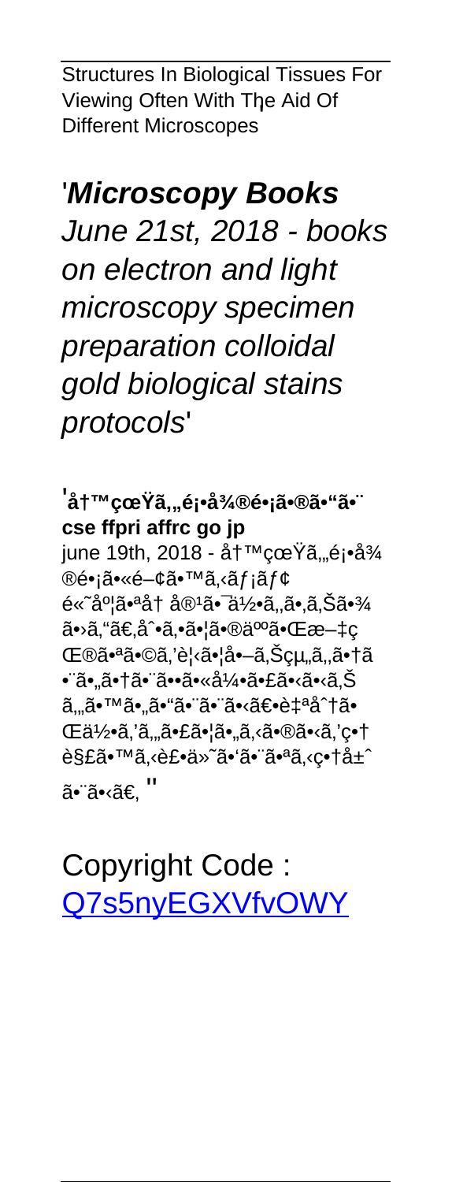Structures In Biological Tissues For Viewing Often With The Aid Of Different Microscopes

'***Microscopy Books***

*June 21st, 2018 - books on electron and light microscopy specimen preparation colloidal gold biological stains protocols*'

'**å†™çœŸã,,é¡•å¾®é•¡ã•®ã•"ã•¨ cse ffpri affrc go jp**

june 19th, 2018 - å†™çœŸã,,é¡•å¾®é•¡ã•«é–¢ã•™ã,‹ãƒ¡ãƒ¢ é«˜åº¦ã•ªå† å®¹ã•¯ä½•ã,,ã•,ã,Šã•¾ã•›ã,"ã€,å^•ã,•ã•¦ã•®äººã•Œæ–‡çŒ®ã•ªã•©ã,'è¦‹ã•¦å•–ã,Šçµ„ã,,ã•†ã•¨ã•„ã•†ã•¨ã••ã•«å¼•ã•£ã•‹ã•‹ã,Šã,,ã•™ã•„ã•"ã•¨ã•¨ã•‹ã€•è‡ªå^†ã•Œä½•ã,'ã,,ã•£ã•¦ã•„ã,‹ã•®ã•‹ã,'ç•†è§£ã•™ã,‹è£•ä»˜ã•'ã•¨ã•ªã,‹ç•†å±ˆã•¨ã•‹ã€, ''

Copyright Code : Q7s5nyEGXVfvOWY